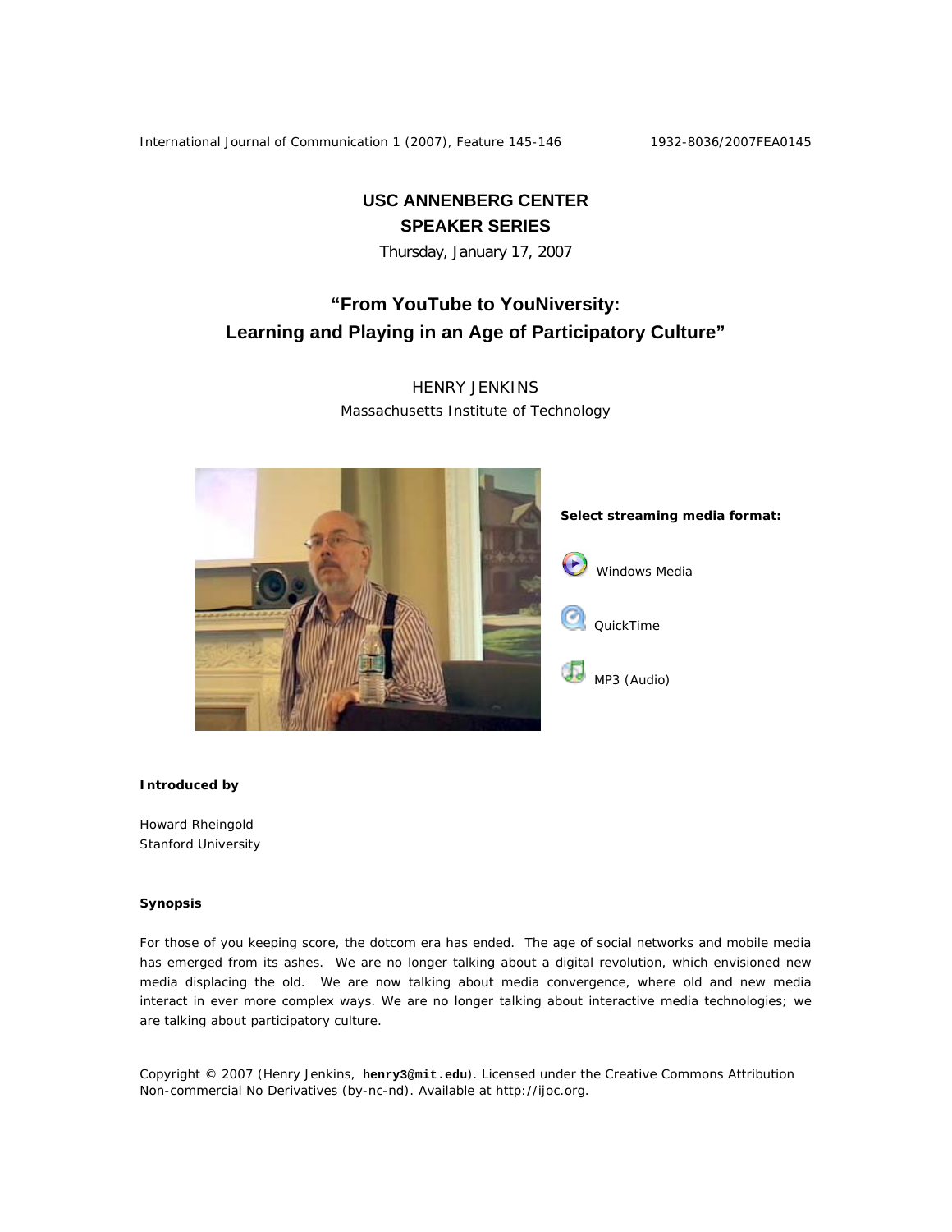**USC ANNENBERG CENTER**
**SPEAKER SERIES**

Thursday, January 17, 2007

# "From YouTube to YouNiversity: Learning and Playing in an Age of Participatory Culture"

HENRY JENKINS
Massachusetts Institute of Technology

**Select streaming media format:**

Windows Media

QuickTime

MP3 (Audio)

**Introduced by**

Howard Rheingold
Stanford University

**Synopsis**

For those of you keeping score, the dotcom era has ended. The age of social networks and mobile media has emerged from its ashes. We are no longer talking about a digital revolution, which envisioned new media displacing the old. We are now talking about media convergence, where old and new media interact in ever more complex ways. We are no longer talking about interactive media technologies; we are talking about participatory culture.

Copyright © 2007 (Henry Jenkins, **henry3@mit.edu**). Licensed under the Creative Commons Attribution Non-commercial No Derivatives (by-nc-nd). Available at http://ijoc.org.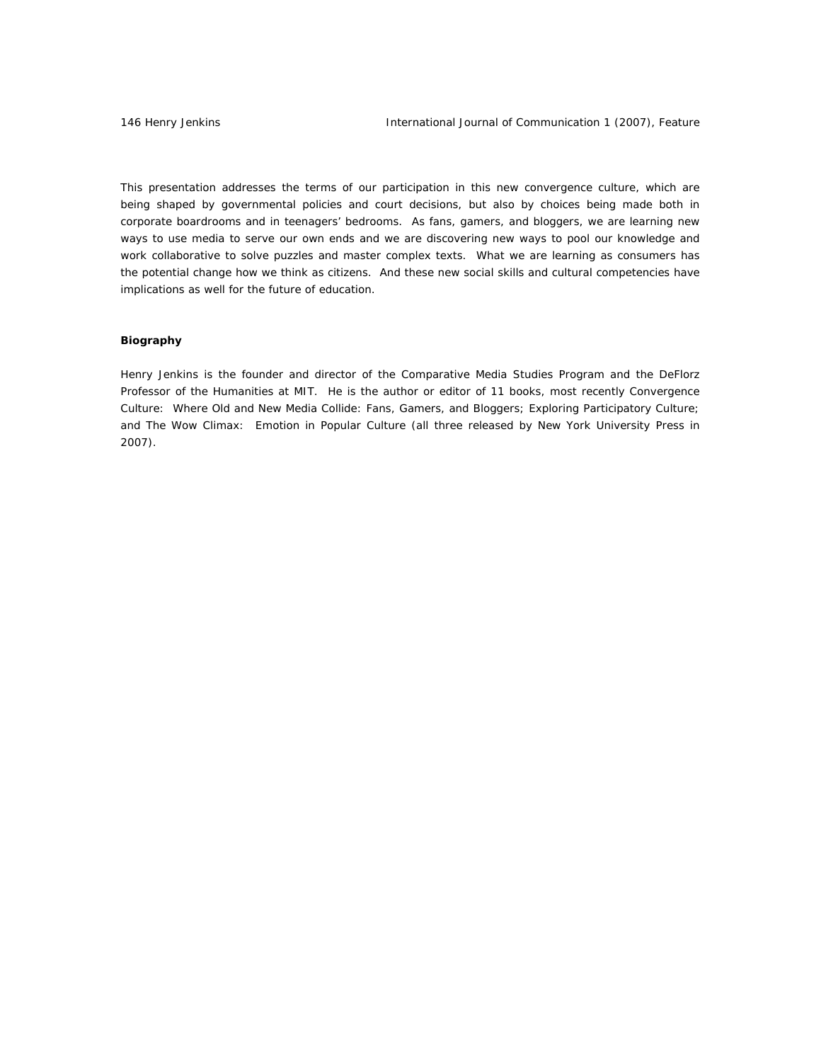This presentation addresses the terms of our participation in this new convergence culture, which are being shaped by governmental policies and court decisions, but also by choices being made both in corporate boardrooms and in teenagers' bedrooms. As fans, gamers, and bloggers, we are learning new ways to use media to serve our own ends and we are discovering new ways to pool our knowledge and work collaborative to solve puzzles and master complex texts. What we are learning as consumers has the potential change how we think as citizens. And these new social skills and cultural competencies have implications as well for the future of education.

**Biography**

Henry Jenkins is the founder and director of the Comparative Media Studies Program and the DeFlorz Professor of the Humanities at MIT. He is the author or editor of 11 books, most recently Convergence Culture: Where Old and New Media Collide: Fans, Gamers, and Bloggers; Exploring Participatory Culture; and The Wow Climax: Emotion in Popular Culture (all three released by New York University Press in 2007).